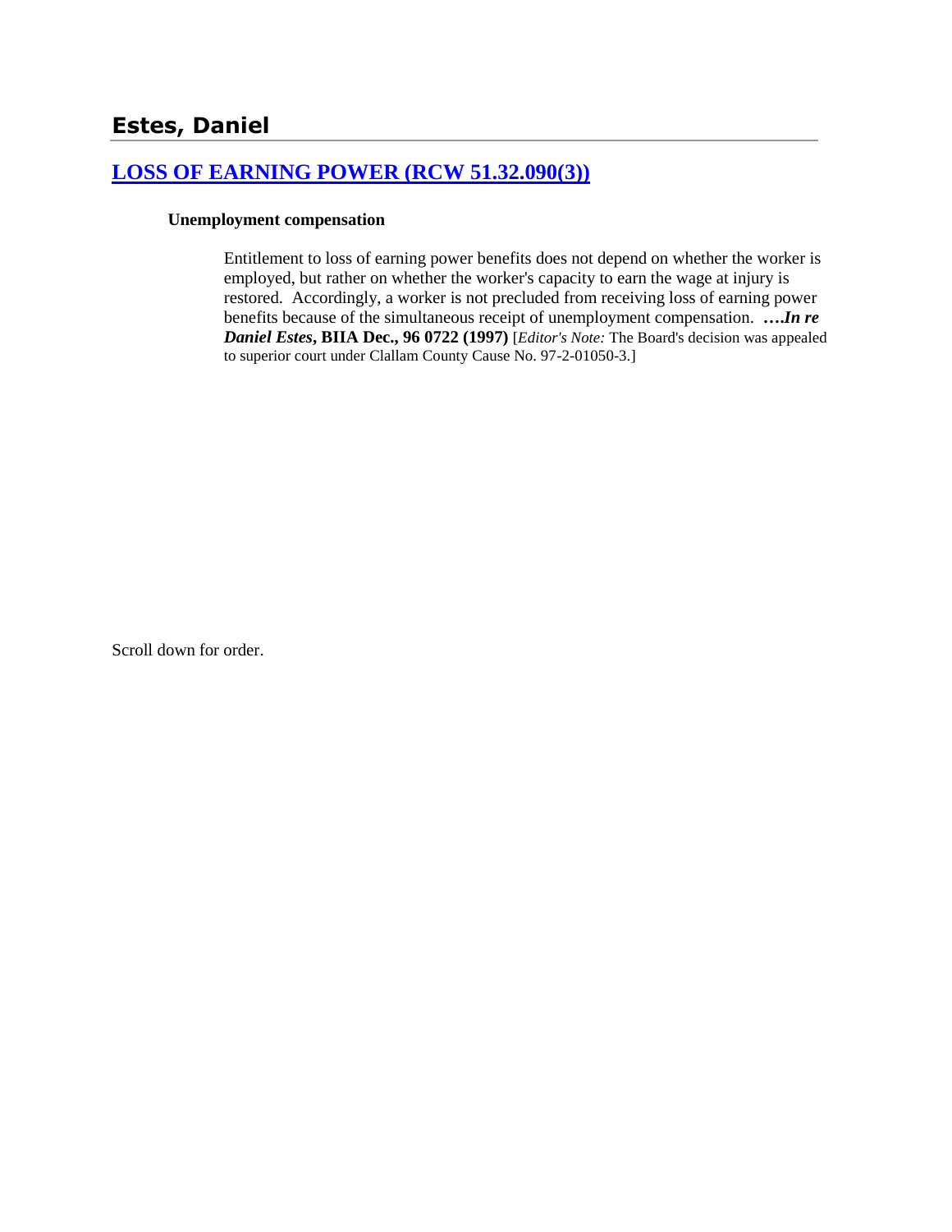# Estes, Daniel

## [LOSS OF EARNING POWER (RCW 51.32.090(3))]

**Unemployment compensation**

> Entitlement to loss of earning power benefits does not depend on whether the worker is employed, but rather on whether the worker's capacity to earn the wage at injury is restored. Accordingly, a worker is not precluded from receiving loss of earning power benefits because of the simultaneous receipt of unemployment compensation. ***….In re Daniel Estes*, BIIA Dec., 96 0722 (1997)** [*Editor's Note:* The Board's decision was appealed to superior court under Clallam County Cause No. 97-2-01050-3.]

Scroll down for order.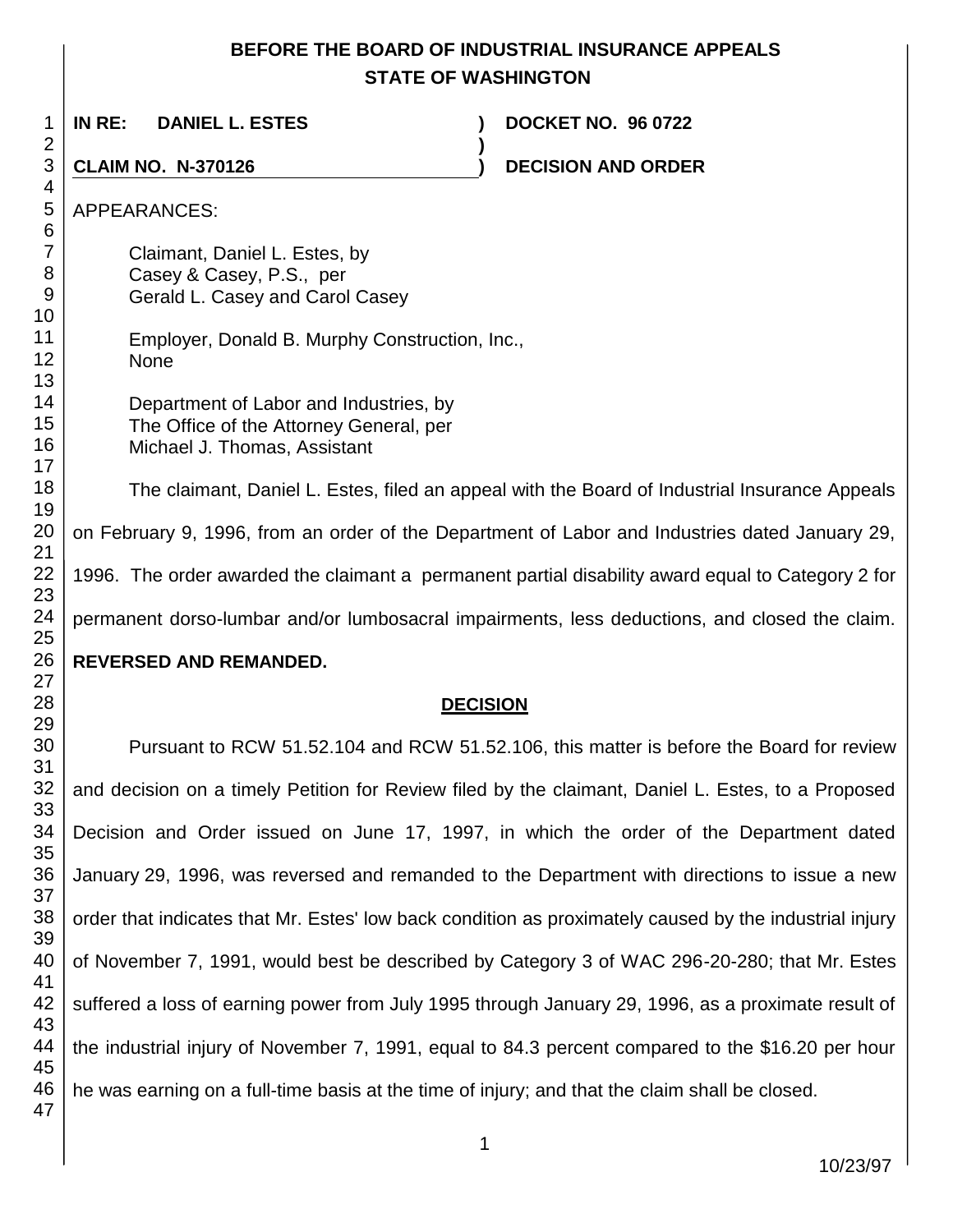# BEFORE THE BOARD OF INDUSTRIAL INSURANCE APPEALS
## STATE OF WASHINGTON

**IN RE: DANIEL L. ESTES** ) **DOCKET NO. 96 0722**
)
**CLAIM NO. N-370126** ) **DECISION AND ORDER**

APPEARANCES:

Claimant, Daniel L. Estes, by
Casey & Casey, P.S., per
Gerald L. Casey and Carol Casey

Employer, Donald B. Murphy Construction, Inc.,
None

Department of Labor and Industries, by
The Office of the Attorney General, per
Michael J. Thomas, Assistant

The claimant, Daniel L. Estes, filed an appeal with the Board of Industrial Insurance Appeals on February 9, 1996, from an order of the Department of Labor and Industries dated January 29, 1996. The order awarded the claimant a permanent partial disability award equal to Category 2 for permanent dorso-lumbar and/or lumbosacral impairments, less deductions, and closed the claim. **REVERSED AND REMANDED.**

## DECISION

Pursuant to RCW 51.52.104 and RCW 51.52.106, this matter is before the Board for review and decision on a timely Petition for Review filed by the claimant, Daniel L. Estes, to a Proposed Decision and Order issued on June 17, 1997, in which the order of the Department dated January 29, 1996, was reversed and remanded to the Department with directions to issue a new order that indicates that Mr. Estes' low back condition as proximately caused by the industrial injury of November 7, 1991, would best be described by Category 3 of WAC 296-20-280; that Mr. Estes suffered a loss of earning power from July 1995 through January 29, 1996, as a proximate result of the industrial injury of November 7, 1991, equal to 84.3 percent compared to the $16.20 per hour he was earning on a full-time basis at the time of injury; and that the claim shall be closed.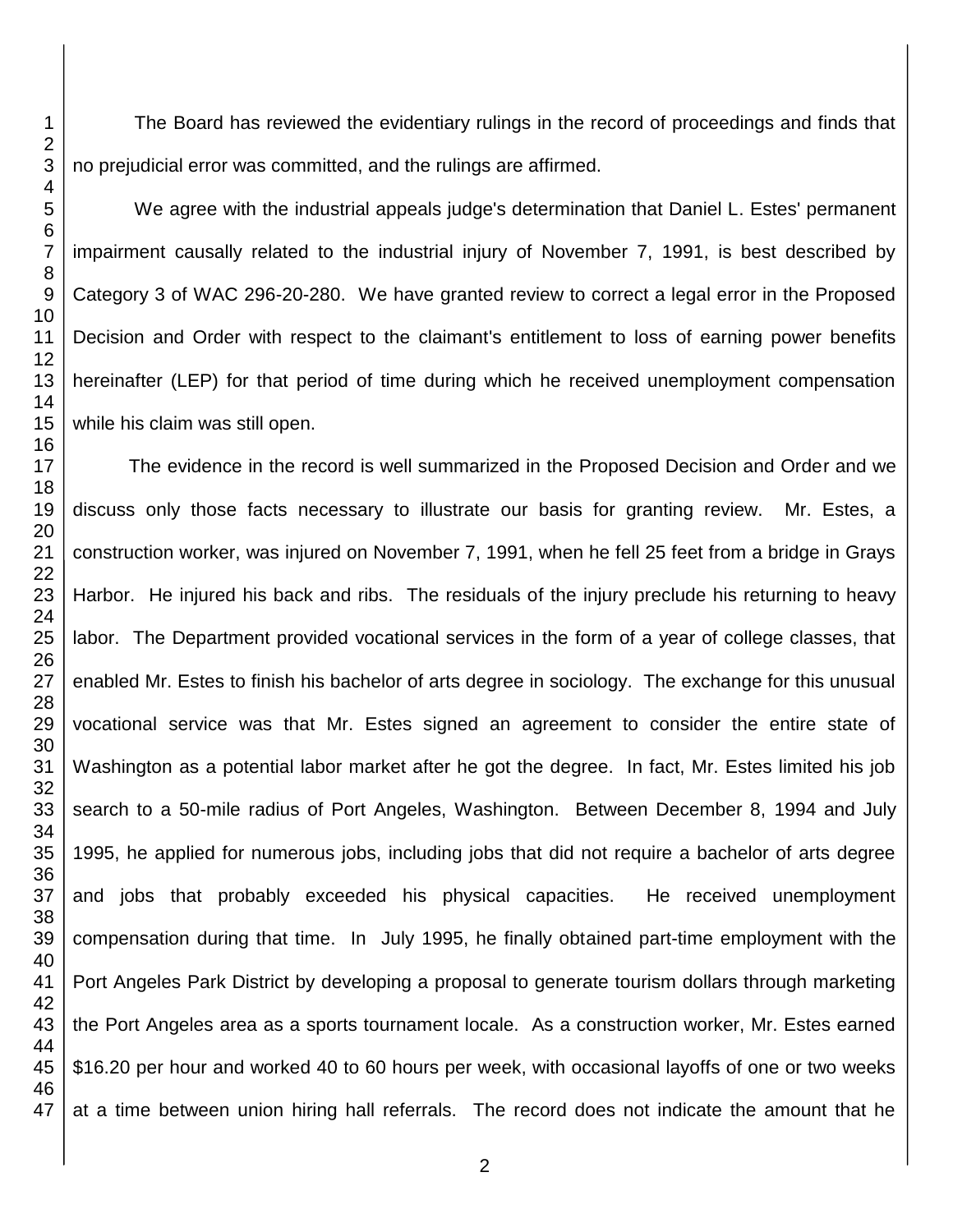The Board has reviewed the evidentiary rulings in the record of proceedings and finds that no prejudicial error was committed, and the rulings are affirmed.

We agree with the industrial appeals judge's determination that Daniel L. Estes' permanent impairment causally related to the industrial injury of November 7, 1991, is best described by Category 3 of WAC 296-20-280. We have granted review to correct a legal error in the Proposed Decision and Order with respect to the claimant's entitlement to loss of earning power benefits hereinafter (LEP) for that period of time during which he received unemployment compensation while his claim was still open.

The evidence in the record is well summarized in the Proposed Decision and Order and we discuss only those facts necessary to illustrate our basis for granting review. Mr. Estes, a construction worker, was injured on November 7, 1991, when he fell 25 feet from a bridge in Grays Harbor. He injured his back and ribs. The residuals of the injury preclude his returning to heavy labor. The Department provided vocational services in the form of a year of college classes, that enabled Mr. Estes to finish his bachelor of arts degree in sociology. The exchange for this unusual vocational service was that Mr. Estes signed an agreement to consider the entire state of Washington as a potential labor market after he got the degree. In fact, Mr. Estes limited his job search to a 50-mile radius of Port Angeles, Washington. Between December 8, 1994 and July 1995, he applied for numerous jobs, including jobs that did not require a bachelor of arts degree and jobs that probably exceeded his physical capacities. He received unemployment compensation during that time. In July 1995, he finally obtained part-time employment with the Port Angeles Park District by developing a proposal to generate tourism dollars through marketing the Port Angeles area as a sports tournament locale. As a construction worker, Mr. Estes earned $16.20 per hour and worked 40 to 60 hours per week, with occasional layoffs of one or two weeks at a time between union hiring hall referrals. The record does not indicate the amount that he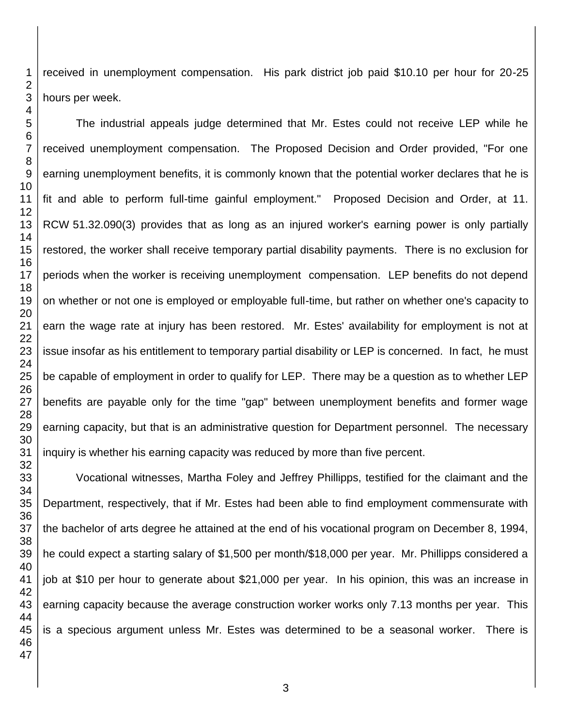received in unemployment compensation. His park district job paid $10.10 per hour for 20-25 hours per week.

The industrial appeals judge determined that Mr. Estes could not receive LEP while he received unemployment compensation. The Proposed Decision and Order provided, "For one earning unemployment benefits, it is commonly known that the potential worker declares that he is fit and able to perform full-time gainful employment." Proposed Decision and Order, at 11. RCW 51.32.090(3) provides that as long as an injured worker's earning power is only partially restored, the worker shall receive temporary partial disability payments. There is no exclusion for periods when the worker is receiving unemployment compensation. LEP benefits do not depend on whether or not one is employed or employable full-time, but rather on whether one's capacity to earn the wage rate at injury has been restored. Mr. Estes' availability for employment is not at issue insofar as his entitlement to temporary partial disability or LEP is concerned. In fact, he must be capable of employment in order to qualify for LEP. There may be a question as to whether LEP benefits are payable only for the time "gap" between unemployment benefits and former wage earning capacity, but that is an administrative question for Department personnel. The necessary inquiry is whether his earning capacity was reduced by more than five percent.

Vocational witnesses, Martha Foley and Jeffrey Phillipps, testified for the claimant and the Department, respectively, that if Mr. Estes had been able to find employment commensurate with the bachelor of arts degree he attained at the end of his vocational program on December 8, 1994, he could expect a starting salary of $1,500 per month/$18,000 per year. Mr. Phillipps considered a job at $10 per hour to generate about $21,000 per year. In his opinion, this was an increase in earning capacity because the average construction worker works only 7.13 months per year. This is a specious argument unless Mr. Estes was determined to be a seasonal worker. There is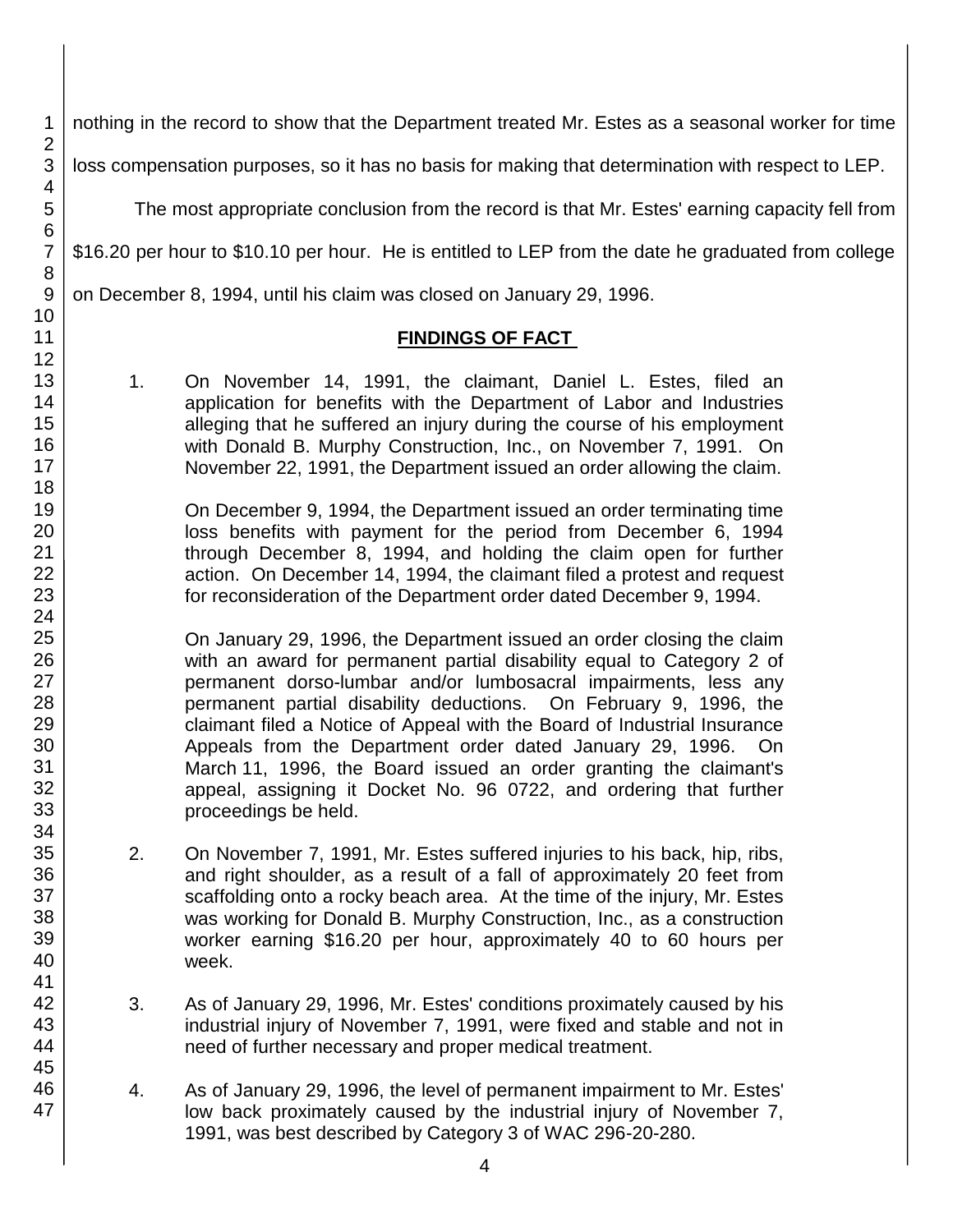nothing in the record to show that the Department treated Mr. Estes as a seasonal worker for time loss compensation purposes, so it has no basis for making that determination with respect to LEP.

The most appropriate conclusion from the record is that Mr. Estes' earning capacity fell from $16.20 per hour to $10.10 per hour. He is entitled to LEP from the date he graduated from college on December 8, 1994, until his claim was closed on January 29, 1996.

## FINDINGS OF FACT

1. On November 14, 1991, the claimant, Daniel L. Estes, filed an application for benefits with the Department of Labor and Industries alleging that he suffered an injury during the course of his employment with Donald B. Murphy Construction, Inc., on November 7, 1991. On November 22, 1991, the Department issued an order allowing the claim.

   On December 9, 1994, the Department issued an order terminating time loss benefits with payment for the period from December 6, 1994 through December 8, 1994, and holding the claim open for further action. On December 14, 1994, the claimant filed a protest and request for reconsideration of the Department order dated December 9, 1994.

   On January 29, 1996, the Department issued an order closing the claim with an award for permanent partial disability equal to Category 2 of permanent dorso-lumbar and/or lumbosacral impairments, less any permanent partial disability deductions. On February 9, 1996, the claimant filed a Notice of Appeal with the Board of Industrial Insurance Appeals from the Department order dated January 29, 1996. On March 11, 1996, the Board issued an order granting the claimant's appeal, assigning it Docket No. 96 0722, and ordering that further proceedings be held.

2. On November 7, 1991, Mr. Estes suffered injuries to his back, hip, ribs, and right shoulder, as a result of a fall of approximately 20 feet from scaffolding onto a rocky beach area. At the time of the injury, Mr. Estes was working for Donald B. Murphy Construction, Inc., as a construction worker earning $16.20 per hour, approximately 40 to 60 hours per week.

3. As of January 29, 1996, Mr. Estes' conditions proximately caused by his industrial injury of November 7, 1991, were fixed and stable and not in need of further necessary and proper medical treatment.

4. As of January 29, 1996, the level of permanent impairment to Mr. Estes' low back proximately caused by the industrial injury of November 7, 1991, was best described by Category 3 of WAC 296-20-280.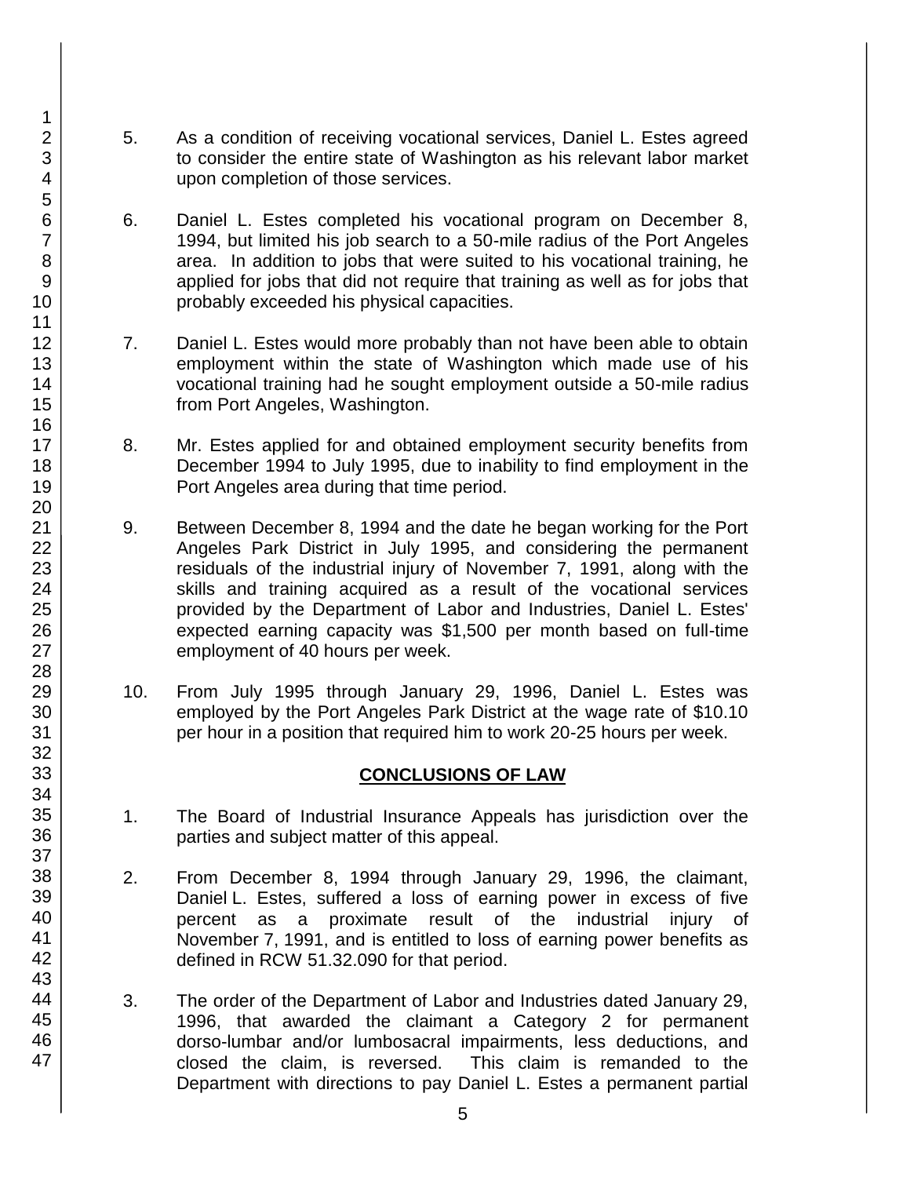5. As a condition of receiving vocational services, Daniel L. Estes agreed to consider the entire state of Washington as his relevant labor market upon completion of those services.

6. Daniel L. Estes completed his vocational program on December 8, 1994, but limited his job search to a 50-mile radius of the Port Angeles area. In addition to jobs that were suited to his vocational training, he applied for jobs that did not require that training as well as for jobs that probably exceeded his physical capacities.

7. Daniel L. Estes would more probably than not have been able to obtain employment within the state of Washington which made use of his vocational training had he sought employment outside a 50-mile radius from Port Angeles, Washington.

8. Mr. Estes applied for and obtained employment security benefits from December 1994 to July 1995, due to inability to find employment in the Port Angeles area during that time period.

9. Between December 8, 1994 and the date he began working for the Port Angeles Park District in July 1995, and considering the permanent residuals of the industrial injury of November 7, 1991, along with the skills and training acquired as a result of the vocational services provided by the Department of Labor and Industries, Daniel L. Estes' expected earning capacity was $1,500 per month based on full-time employment of 40 hours per week.

10. From July 1995 through January 29, 1996, Daniel L. Estes was employed by the Port Angeles Park District at the wage rate of $10.10 per hour in a position that required him to work 20-25 hours per week.

## CONCLUSIONS OF LAW

1. The Board of Industrial Insurance Appeals has jurisdiction over the parties and subject matter of this appeal.

2. From December 8, 1994 through January 29, 1996, the claimant, Daniel L. Estes, suffered a loss of earning power in excess of five percent as a proximate result of the industrial injury of November 7, 1991, and is entitled to loss of earning power benefits as defined in RCW 51.32.090 for that period.

3. The order of the Department of Labor and Industries dated January 29, 1996, that awarded the claimant a Category 2 for permanent dorso-lumbar and/or lumbosacral impairments, less deductions, and closed the claim, is reversed. This claim is remanded to the Department with directions to pay Daniel L. Estes a permanent partial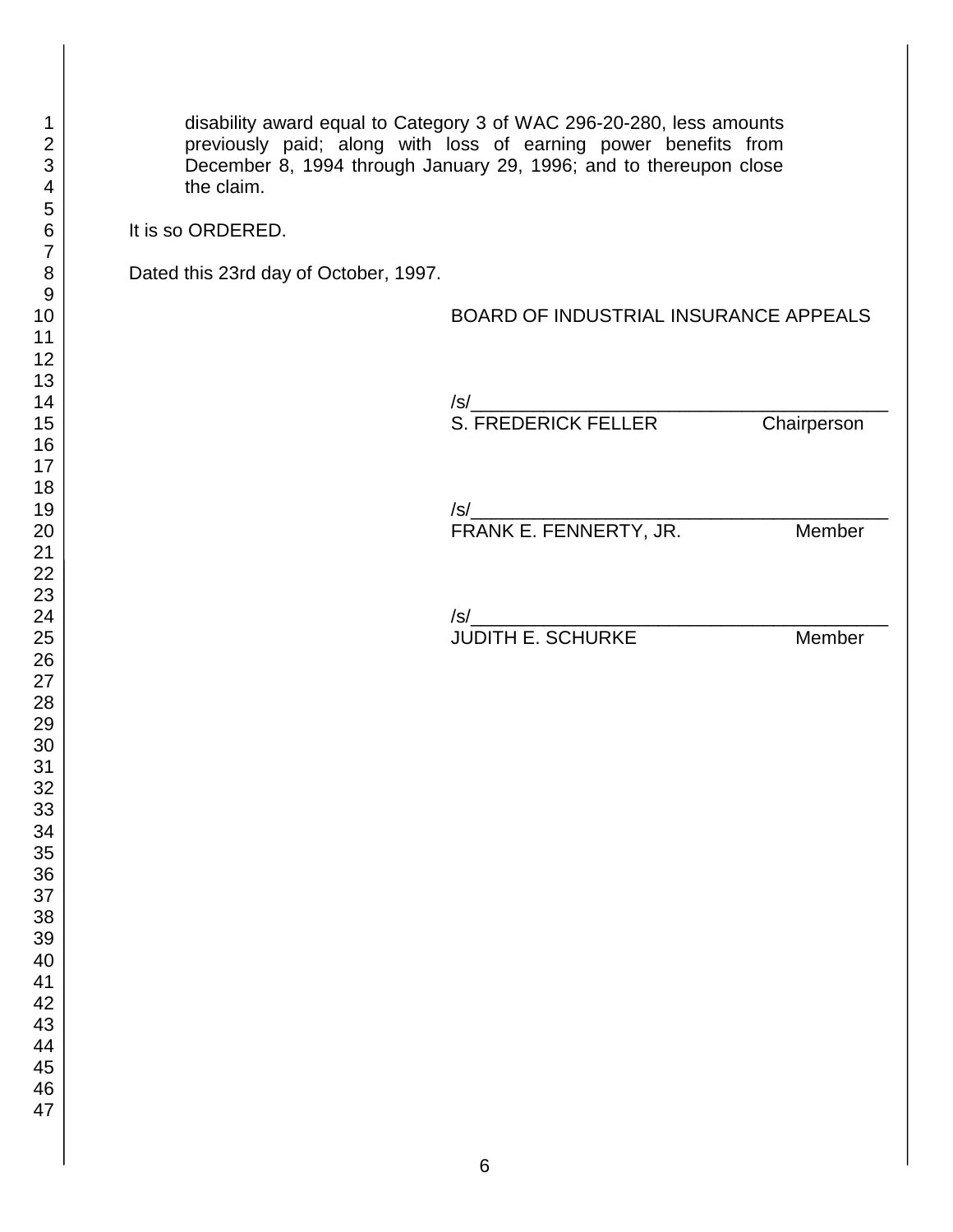disability award equal to Category 3 of WAC 296-20-280, less amounts previously paid; along with loss of earning power benefits from December 8, 1994 through January 29, 1996; and to thereupon close the claim.

It is so ORDERED.

Dated this 23rd day of October, 1997.

BOARD OF INDUSTRIAL INSURANCE APPEALS

/s/\_\_\_\_\_\_\_\_\_\_\_\_\_\_\_\_\_\_\_\_\_\_\_\_\_\_\_\_\_\_\_\_\_\_\_\_\_\_\_\_
S. FREDERICK FELLER Chairperson

/s/\_\_\_\_\_\_\_\_\_\_\_\_\_\_\_\_\_\_\_\_\_\_\_\_\_\_\_\_\_\_\_\_\_\_\_\_\_\_\_\_
FRANK E. FENNERTY, JR. Member

/s/\_\_\_\_\_\_\_\_\_\_\_\_\_\_\_\_\_\_\_\_\_\_\_\_\_\_\_\_\_\_\_\_\_\_\_\_\_\_\_\_
JUDITH E. SCHURKE Member